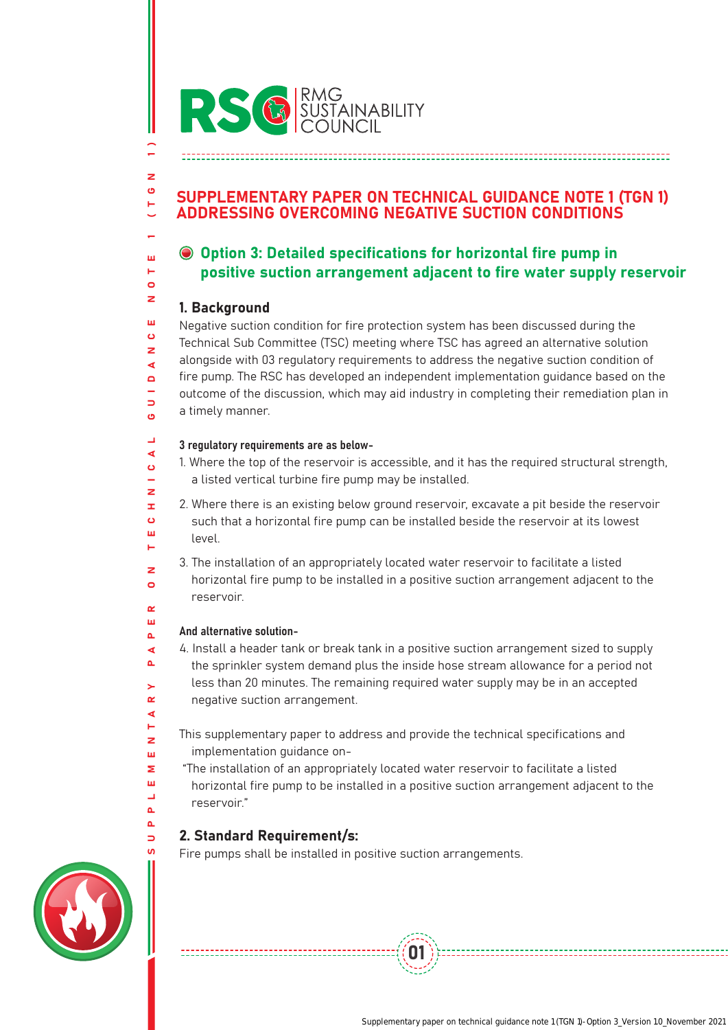# SUPPLEMENTARY PAPER ON TECHNICAL GUIDANCE NOTE 1 (TGN 1) ADDRESSING OVERCOMING NEGATIVE SUCTION CONDITIONS

## Option 3: Detailed specifications for horizontal fire pump in positive suction arrangement adjacent to fire water supply reservoir

### 1. Background

Negative suction condition for fire protection system has been discussed during the Technical Sub Committee (TSC) meeting where TSC has agreed an alternative solution alongside with 03 regulatory requirements to address the negative suction condition of fire pump. The RSC has developed an independent implementation guidance based on the outcome of the discussion, which may aid industry in completing their remediation plan in a timely manner.

**3 regulatory requirements are as below-**

1. Where the top of the reservoir is accessible, and it has the required structural strength, a listed vertical turbine fire pump may be installed.
2. Where there is an existing below ground reservoir, excavate a pit beside the reservoir such that a horizontal fire pump can be installed beside the reservoir at its lowest level.
3. The installation of an appropriately located water reservoir to facilitate a listed horizontal fire pump to be installed in a positive suction arrangement adjacent to the reservoir.

**And alternative solution-**

4. Install a header tank or break tank in a positive suction arrangement sized to supply the sprinkler system demand plus the inside hose stream allowance for a period not less than 20 minutes. The remaining required water supply may be in an accepted negative suction arrangement.

This supplementary paper to address and provide the technical specifications and implementation guidance on-

"The installation of an appropriately located water reservoir to facilitate a listed horizontal fire pump to be installed in a positive suction arrangement adjacent to the reservoir."

### 2. Standard Requirement/s:

Fire pumps shall be installed in positive suction arrangements.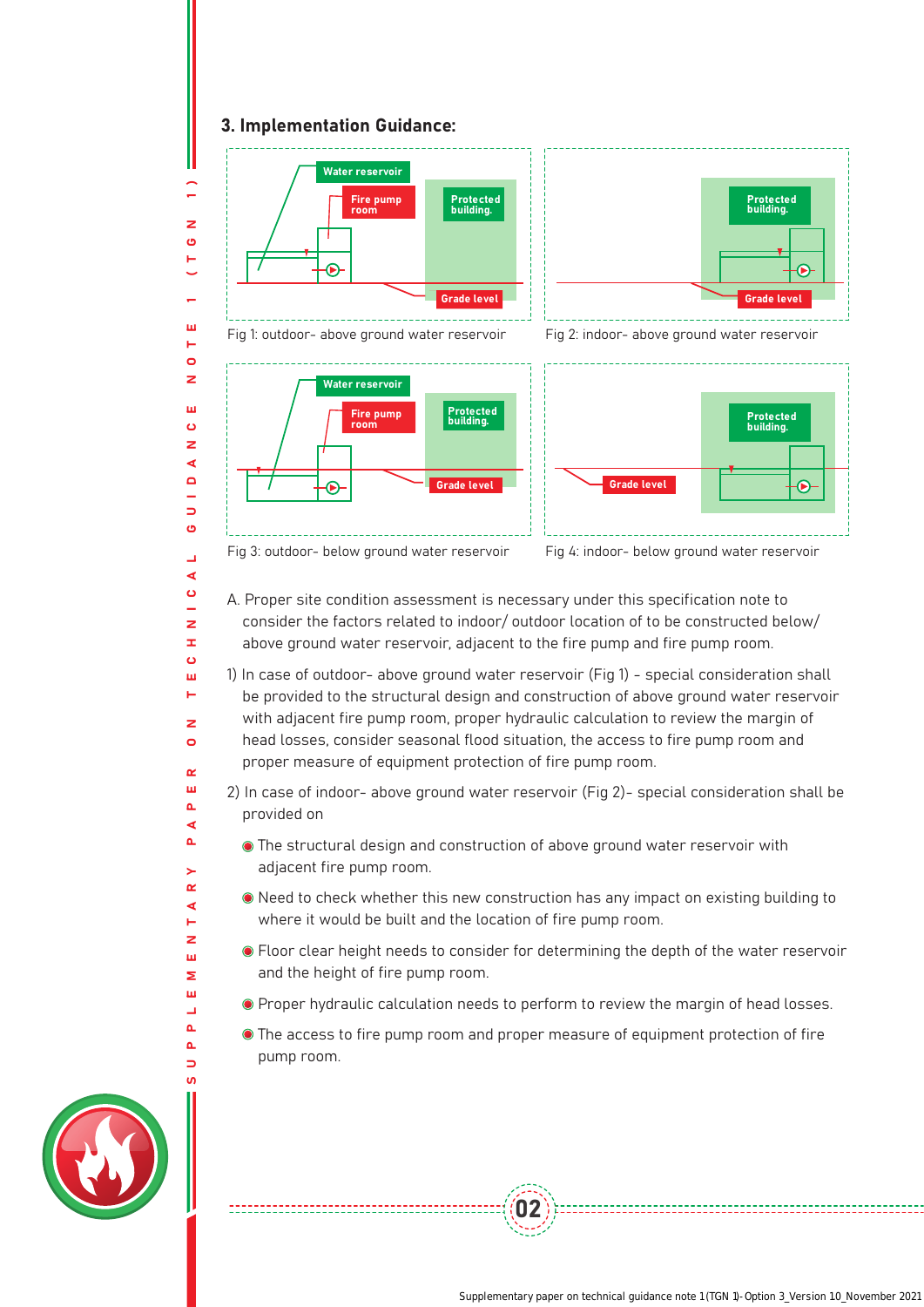## 3. Implementation Guidance:

Fig 1: outdoor- above ground water reservoir

Fig 2: indoor- above ground water reservoir

Fig 3: outdoor- below ground water reservoir

Fig 4: indoor- below ground water reservoir

A. Proper site condition assessment is necessary under this specification note to consider the factors related to indoor/ outdoor location of to be constructed below/ above ground water reservoir, adjacent to the fire pump and fire pump room.

1) In case of outdoor- above ground water reservoir (Fig 1) - special consideration shall be provided to the structural design and construction of above ground water reservoir with adjacent fire pump room, proper hydraulic calculation to review the margin of head losses, consider seasonal flood situation, the access to fire pump room and proper measure of equipment protection of fire pump room.

2) In case of indoor- above ground water reservoir (Fig 2)- special consideration shall be provided on

- The structural design and construction of above ground water reservoir with adjacent fire pump room.
- Need to check whether this new construction has any impact on existing building to where it would be built and the location of fire pump room.
- Floor clear height needs to consider for determining the depth of the water reservoir and the height of fire pump room.
- Proper hydraulic calculation needs to perform to review the margin of head losses.
- The access to fire pump room and proper measure of equipment protection of fire pump room.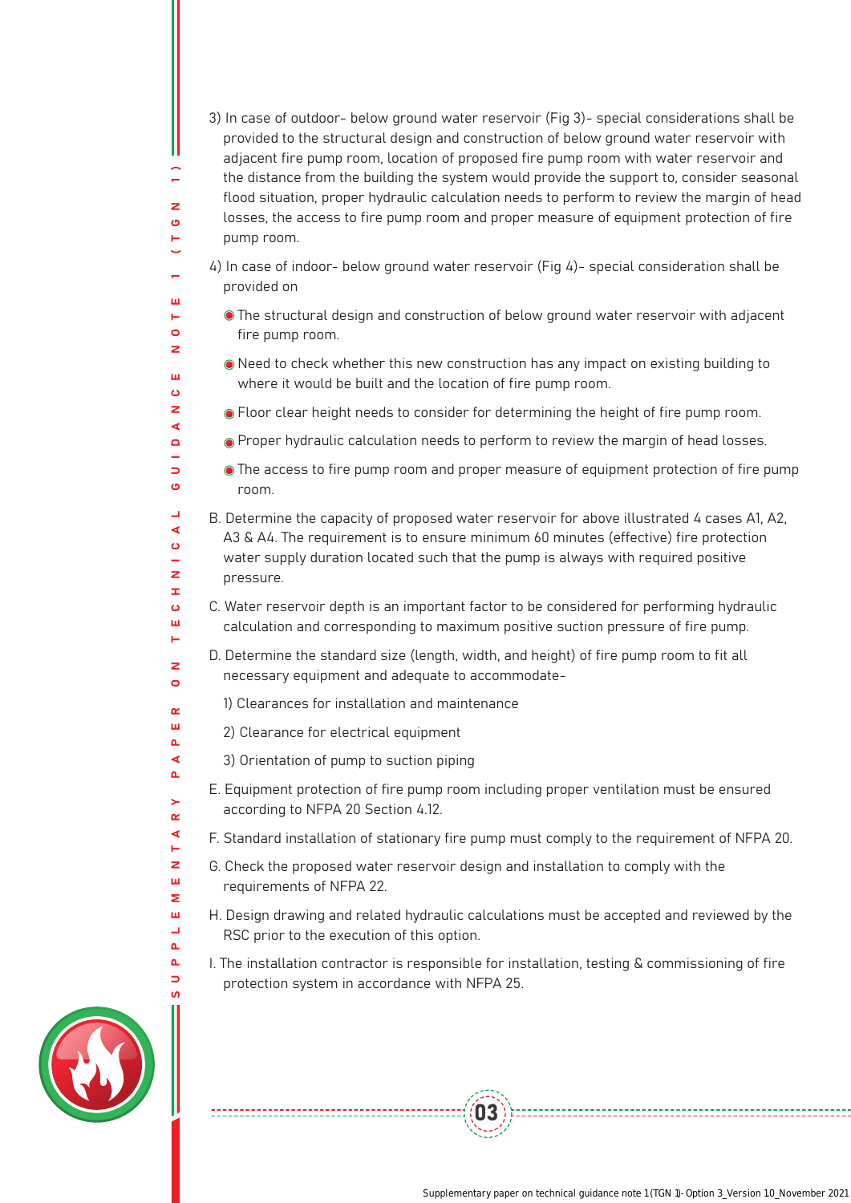3) In case of outdoor- below ground water reservoir (Fig 3)- special considerations shall be provided to the structural design and construction of below ground water reservoir with adjacent fire pump room, location of proposed fire pump room with water reservoir and the distance from the building the system would provide the support to, consider seasonal flood situation, proper hydraulic calculation needs to perform to review the margin of head losses, the access to fire pump room and proper measure of equipment protection of fire pump room.

4) In case of indoor- below ground water reservoir (Fig 4)- special consideration shall be provided on

- The structural design and construction of below ground water reservoir with adjacent fire pump room.
- Need to check whether this new construction has any impact on existing building to where it would be built and the location of fire pump room.
- Floor clear height needs to consider for determining the height of fire pump room.
- Proper hydraulic calculation needs to perform to review the margin of head losses.
- The access to fire pump room and proper measure of equipment protection of fire pump room.

B. Determine the capacity of proposed water reservoir for above illustrated 4 cases A1, A2, A3 & A4. The requirement is to ensure minimum 60 minutes (effective) fire protection water supply duration located such that the pump is always with required positive pressure.

C. Water reservoir depth is an important factor to be considered for performing hydraulic calculation and corresponding to maximum positive suction pressure of fire pump.

D. Determine the standard size (length, width, and height) of fire pump room to fit all necessary equipment and adequate to accommodate-

1) Clearances for installation and maintenance

2) Clearance for electrical equipment

3) Orientation of pump to suction piping

E. Equipment protection of fire pump room including proper ventilation must be ensured according to NFPA 20 Section 4.12.

F. Standard installation of stationary fire pump must comply to the requirement of NFPA 20.

G. Check the proposed water reservoir design and installation to comply with the requirements of NFPA 22.

H. Design drawing and related hydraulic calculations must be accepted and reviewed by the RSC prior to the execution of this option.

I. The installation contractor is responsible for installation, testing & commissioning of fire protection system in accordance with NFPA 25.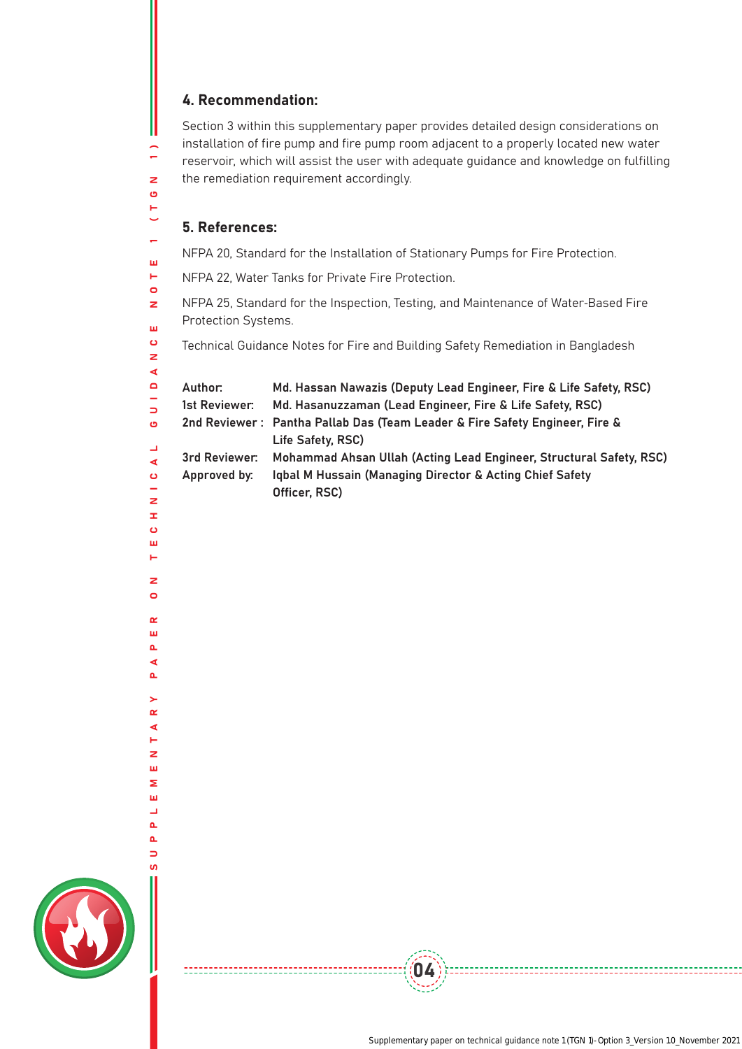## 4. Recommendation:

Section 3 within this supplementary paper provides detailed design considerations on installation of fire pump and fire pump room adjacent to a properly located new water reservoir, which will assist the user with adequate guidance and knowledge on fulfilling the remediation requirement accordingly.

## 5. References:

NFPA 20, Standard for the Installation of Stationary Pumps for Fire Protection.

NFPA 22, Water Tanks for Private Fire Protection.

NFPA 25, Standard for the Inspection, Testing, and Maintenance of Water-Based Fire Protection Systems.

Technical Guidance Notes for Fire and Building Safety Remediation in Bangladesh

| | |
|---|---|
| **Author:** | **Md. Hassan Nawazis (Deputy Lead Engineer, Fire & Life Safety, RSC)** |
| **1st Reviewer:** | **Md. Hasanuzzaman (Lead Engineer, Fire & Life Safety, RSC)** |
| **2nd Reviewer :** | **Pantha Pallab Das (Team Leader & Fire Safety Engineer, Fire & Life Safety, RSC)** |
| **3rd Reviewer:** | **Mohammad Ahsan Ullah (Acting Lead Engineer, Structural Safety, RSC)** |
| **Approved by:** | **Iqbal M Hussain (Managing Director & Acting Chief Safety Officer, RSC)** |